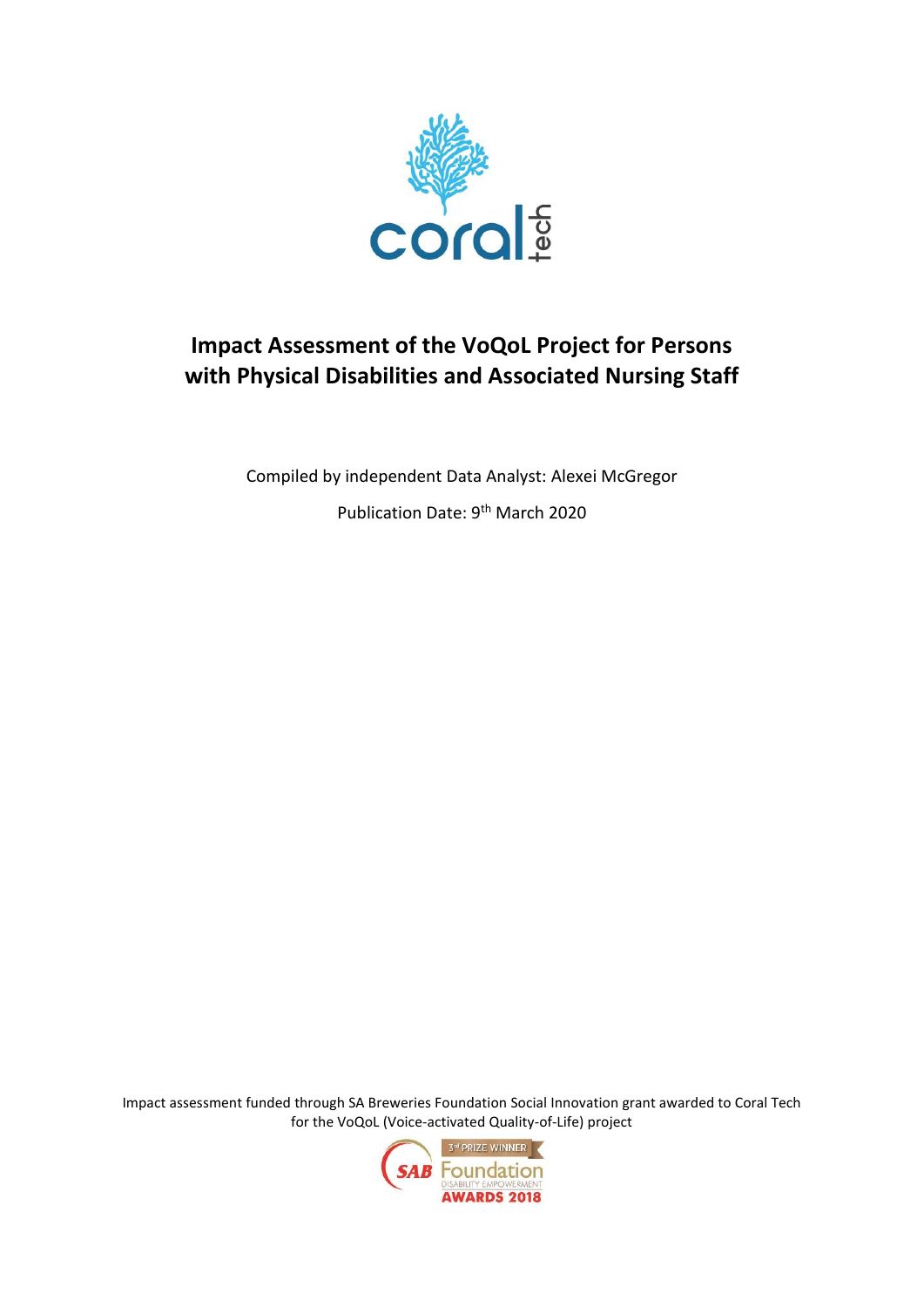# Impact Assessment of the VoQoL Project for Persons with Physical Disabilities and Associated Nursing Staff

Compiled by independent Data Analyst: Alexei McGregor

Publication Date: 9th March 2020

Impact assessment funded through SA Breweries Foundation Social Innovation grant awarded to Coral Tech for the VoQoL (Voice-activated Quality-of-Life) project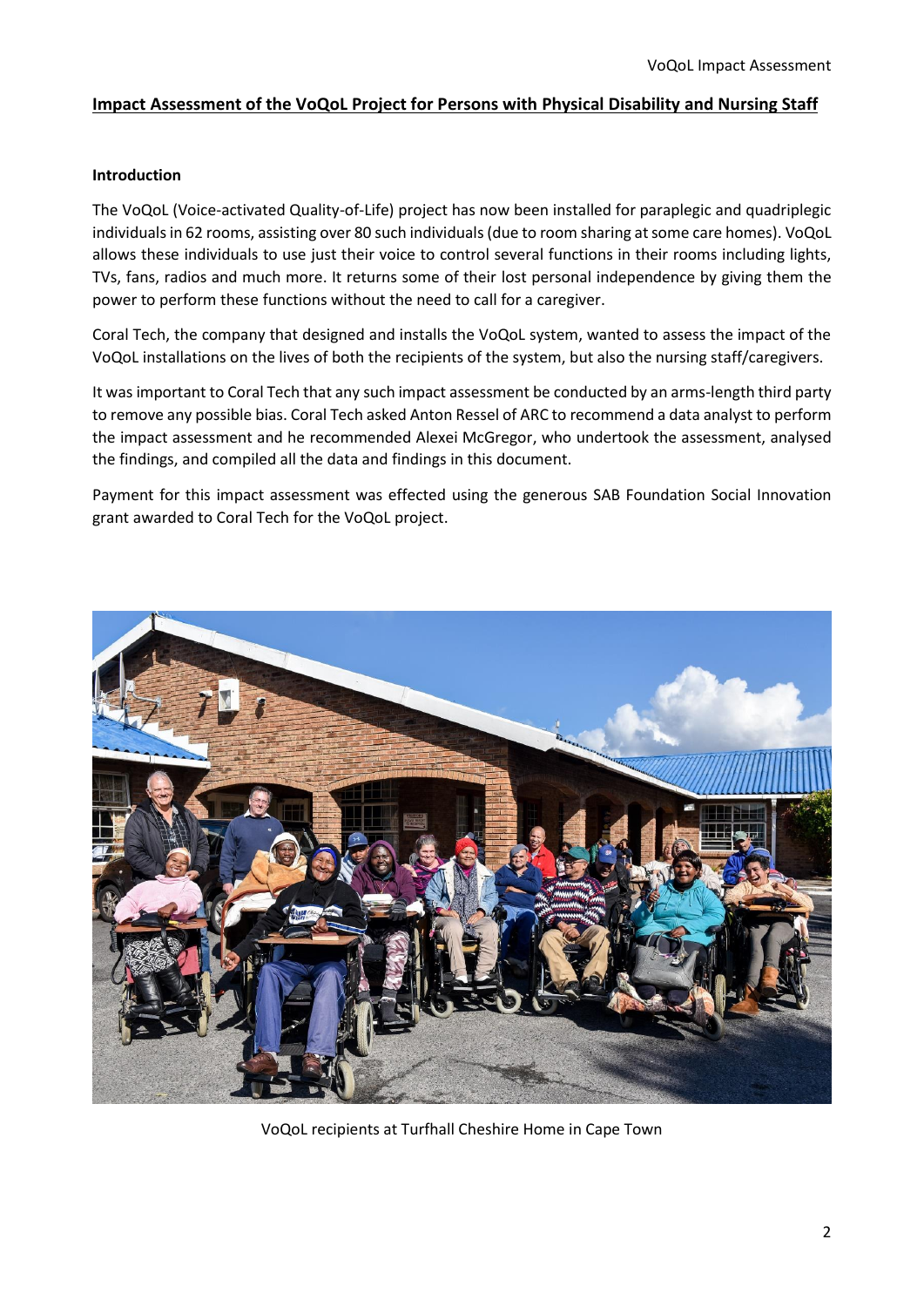## Impact Assessment of the VoQoL Project for Persons with Physical Disability and Nursing Staff

**Introduction**

The VoQoL (Voice-activated Quality-of-Life) project has now been installed for paraplegic and quadriplegic individuals in 62 rooms, assisting over 80 such individuals (due to room sharing at some care homes). VoQoL allows these individuals to use just their voice to control several functions in their rooms including lights, TVs, fans, radios and much more. It returns some of their lost personal independence by giving them the power to perform these functions without the need to call for a caregiver.

Coral Tech, the company that designed and installs the VoQoL system, wanted to assess the impact of the VoQoL installations on the lives of both the recipients of the system, but also the nursing staff/caregivers.

It was important to Coral Tech that any such impact assessment be conducted by an arms-length third party to remove any possible bias. Coral Tech asked Anton Ressel of ARC to recommend a data analyst to perform the impact assessment and he recommended Alexei McGregor, who undertook the assessment, analysed the findings, and compiled all the data and findings in this document.

Payment for this impact assessment was effected using the generous SAB Foundation Social Innovation grant awarded to Coral Tech for the VoQoL project.

VoQoL recipients at Turfhall Cheshire Home in Cape Town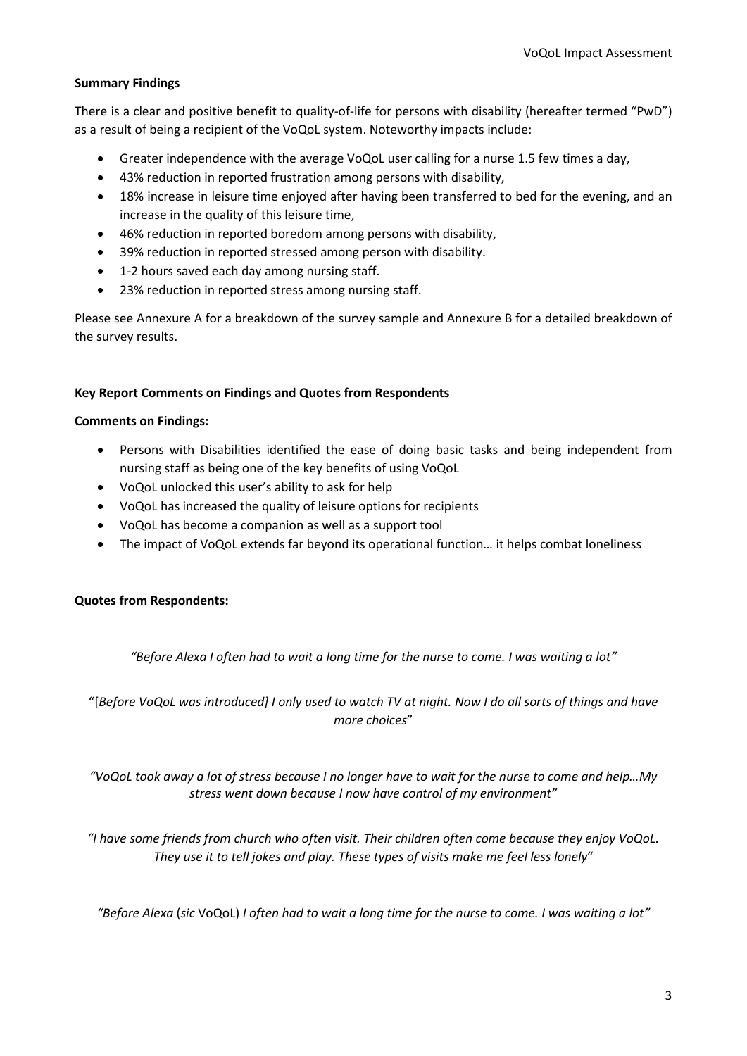**Summary Findings**

There is a clear and positive benefit to quality-of-life for persons with disability (hereafter termed "PwD") as a result of being a recipient of the VoQoL system. Noteworthy impacts include:

- Greater independence with the average VoQoL user calling for a nurse 1.5 few times a day,
- 43% reduction in reported frustration among persons with disability,
- 18% increase in leisure time enjoyed after having been transferred to bed for the evening, and an increase in the quality of this leisure time,
- 46% reduction in reported boredom among persons with disability,
- 39% reduction in reported stressed among person with disability.
- 1-2 hours saved each day among nursing staff.
- 23% reduction in reported stress among nursing staff.

Please see Annexure A for a breakdown of the survey sample and Annexure B for a detailed breakdown of the survey results.

**Key Report Comments on Findings and Quotes from Respondents**

**Comments on Findings:**

- Persons with Disabilities identified the ease of doing basic tasks and being independent from nursing staff as being one of the key benefits of using VoQoL
- VoQoL unlocked this user's ability to ask for help
- VoQoL has increased the quality of leisure options for recipients
- VoQoL has become a companion as well as a support tool
- The impact of VoQoL extends far beyond its operational function… it helps combat loneliness

**Quotes from Respondents:**

*"Before Alexa I often had to wait a long time for the nurse to come. I was waiting a lot"*

"[*Before VoQoL was introduced] I only used to watch TV at night. Now I do all sorts of things and have more choices*"

*"VoQoL took away a lot of stress because I no longer have to wait for the nurse to come and help…My stress went down because I now have control of my environment"*

*"I have some friends from church who often visit. Their children often come because they enjoy VoQoL. They use it to tell jokes and play. These types of visits make me feel less lonely*"

*"Before Alexa* (*sic* VoQoL) *I often had to wait a long time for the nurse to come. I was waiting a lot"*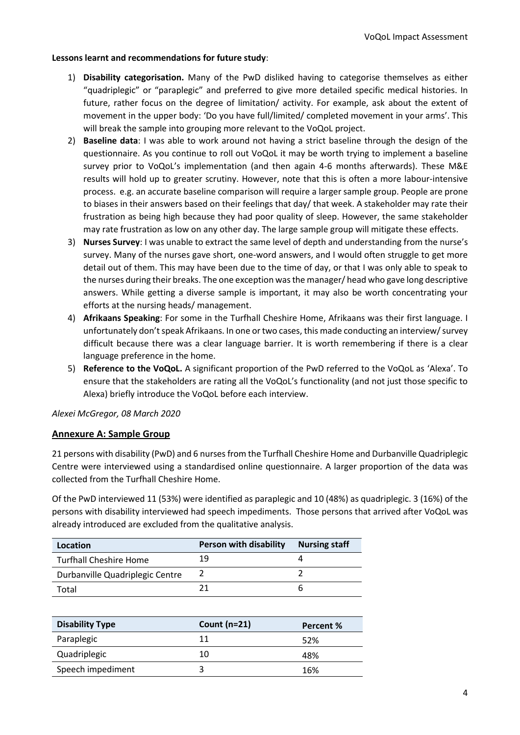**Lessons learnt and recommendations for future study**:

1) **Disability categorisation.** Many of the PwD disliked having to categorise themselves as either "quadriplegic" or "paraplegic" and preferred to give more detailed specific medical histories. In future, rather focus on the degree of limitation/ activity. For example, ask about the extent of movement in the upper body: 'Do you have full/limited/ completed movement in your arms'. This will break the sample into grouping more relevant to the VoQoL project.
2) **Baseline data**: I was able to work around not having a strict baseline through the design of the questionnaire. As you continue to roll out VoQoL it may be worth trying to implement a baseline survey prior to VoQoL's implementation (and then again 4-6 months afterwards). These M&E results will hold up to greater scrutiny. However, note that this is often a more labour-intensive process. e.g. an accurate baseline comparison will require a larger sample group. People are prone to biases in their answers based on their feelings that day/ that week. A stakeholder may rate their frustration as being high because they had poor quality of sleep. However, the same stakeholder may rate frustration as low on any other day. The large sample group will mitigate these effects.
3) **Nurses Survey**: I was unable to extract the same level of depth and understanding from the nurse's survey. Many of the nurses gave short, one-word answers, and I would often struggle to get more detail out of them. This may have been due to the time of day, or that I was only able to speak to the nurses during their breaks. The one exception was the manager/ head who gave long descriptive answers. While getting a diverse sample is important, it may also be worth concentrating your efforts at the nursing heads/ management.
4) **Afrikaans Speaking**: For some in the Turfhall Cheshire Home, Afrikaans was their first language. I unfortunately don't speak Afrikaans. In one or two cases, this made conducting an interview/ survey difficult because there was a clear language barrier. It is worth remembering if there is a clear language preference in the home.
5) **Reference to the VoQoL.** A significant proportion of the PwD referred to the VoQoL as 'Alexa'. To ensure that the stakeholders are rating all the VoQoL's functionality (and not just those specific to Alexa) briefly introduce the VoQoL before each interview.

*Alexei McGregor, 08 March 2020*

## Annexure A: Sample Group

21 persons with disability (PwD) and 6 nurses from the Turfhall Cheshire Home and Durbanville Quadriplegic Centre were interviewed using a standardised online questionnaire. A larger proportion of the data was collected from the Turfhall Cheshire Home.

Of the PwD interviewed 11 (53%) were identified as paraplegic and 10 (48%) as quadriplegic. 3 (16%) of the persons with disability interviewed had speech impediments. Those persons that arrived after VoQoL was already introduced are excluded from the qualitative analysis.

| Location | Person with disability | Nursing staff |
|---|---|---|
| Turfhall Cheshire Home | 19 | 4 |
| Durbanville Quadriplegic Centre | 2 | 2 |
| Total | 21 | 6 |

| Disability Type | Count (n=21) | Percent % |
|---|---|---|
| Paraplegic | 11 | 52% |
| Quadriplegic | 10 | 48% |
| Speech impediment | 3 | 16% |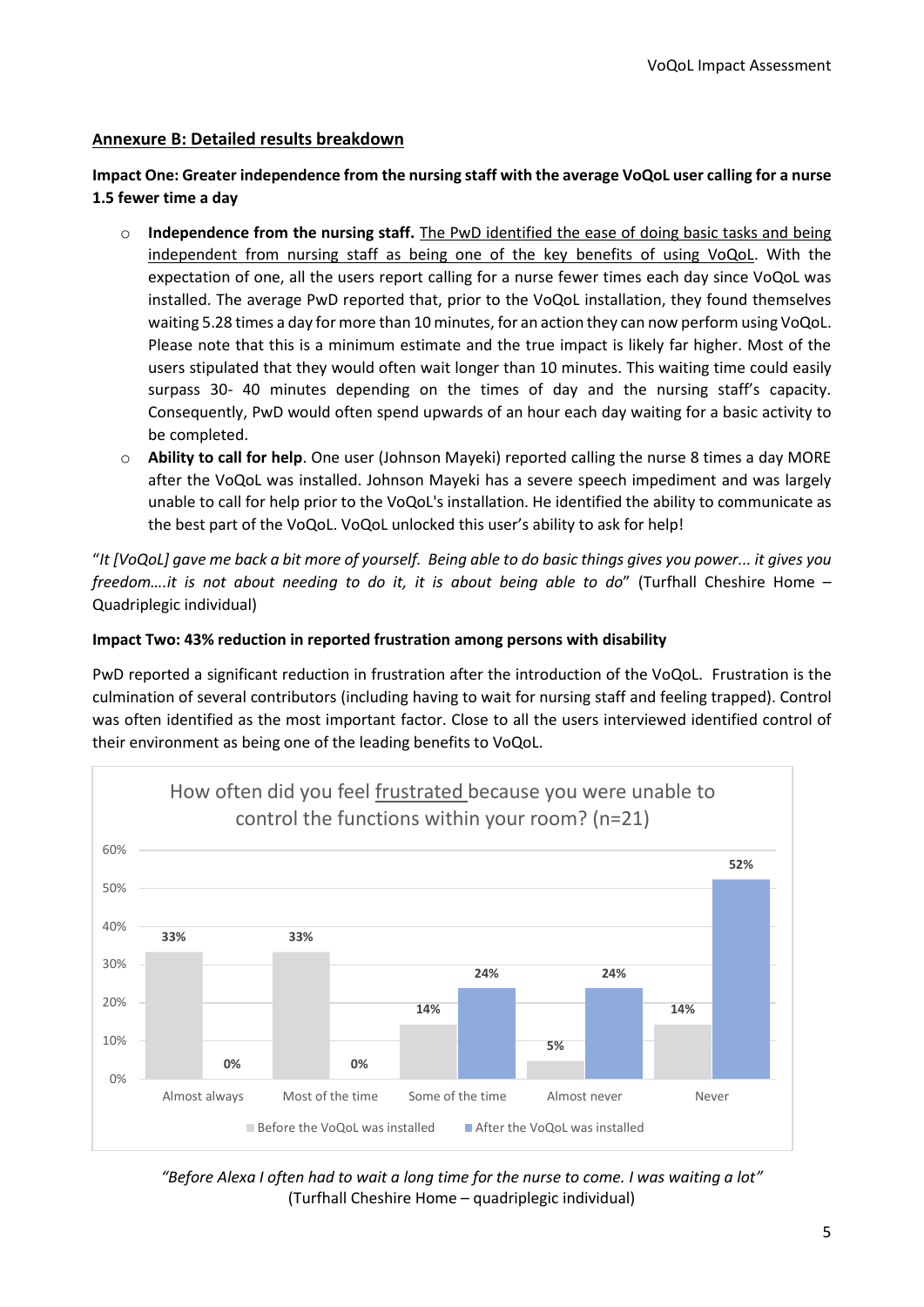## Annexure B: Detailed results breakdown

**Impact One: Greater independence from the nursing staff with the average VoQoL user calling for a nurse 1.5 fewer time a day**

- **Independence from the nursing staff.** The PwD identified the ease of doing basic tasks and being independent from nursing staff as being one of the key benefits of using VoQoL. With the expectation of one, all the users report calling for a nurse fewer times each day since VoQoL was installed. The average PwD reported that, prior to the VoQoL installation, they found themselves waiting 5.28 times a day for more than 10 minutes, for an action they can now perform using VoQoL. Please note that this is a minimum estimate and the true impact is likely far higher. Most of the users stipulated that they would often wait longer than 10 minutes. This waiting time could easily surpass 30- 40 minutes depending on the times of day and the nursing staff's capacity. Consequently, PwD would often spend upwards of an hour each day waiting for a basic activity to be completed.
- **Ability to call for help**. One user (Johnson Mayeki) reported calling the nurse 8 times a day MORE after the VoQoL was installed. Johnson Mayeki has a severe speech impediment and was largely unable to call for help prior to the VoQoL's installation. He identified the ability to communicate as the best part of the VoQoL. VoQoL unlocked this user's ability to ask for help!

"*It [VoQoL] gave me back a bit more of yourself. Being able to do basic things gives you power... it gives you freedom….it is not about needing to do it, it is about being able to do*" (Turfhall Cheshire Home – Quadriplegic individual)

**Impact Two: 43% reduction in reported frustration among persons with disability**

PwD reported a significant reduction in frustration after the introduction of the VoQoL. Frustration is the culmination of several contributors (including having to wait for nursing staff and feeling trapped). Control was often identified as the most important factor. Close to all the users interviewed identified control of their environment as being one of the leading benefits to VoQoL.

How often did you feel frustrated because you were unable to control the functions within your room? (n=21)

| | Almost always | Most of the time | Some of the time | Almost never | Never |
|---|---|---|---|---|---|
| Before the VoQoL was installed | 33% | 33% | 14% | 5% | 14% |
| After the VoQoL was installed | 0% | 0% | 24% | 24% | 52% |

*"Before Alexa I often had to wait a long time for the nurse to come. I was waiting a lot"*
(Turfhall Cheshire Home – quadriplegic individual)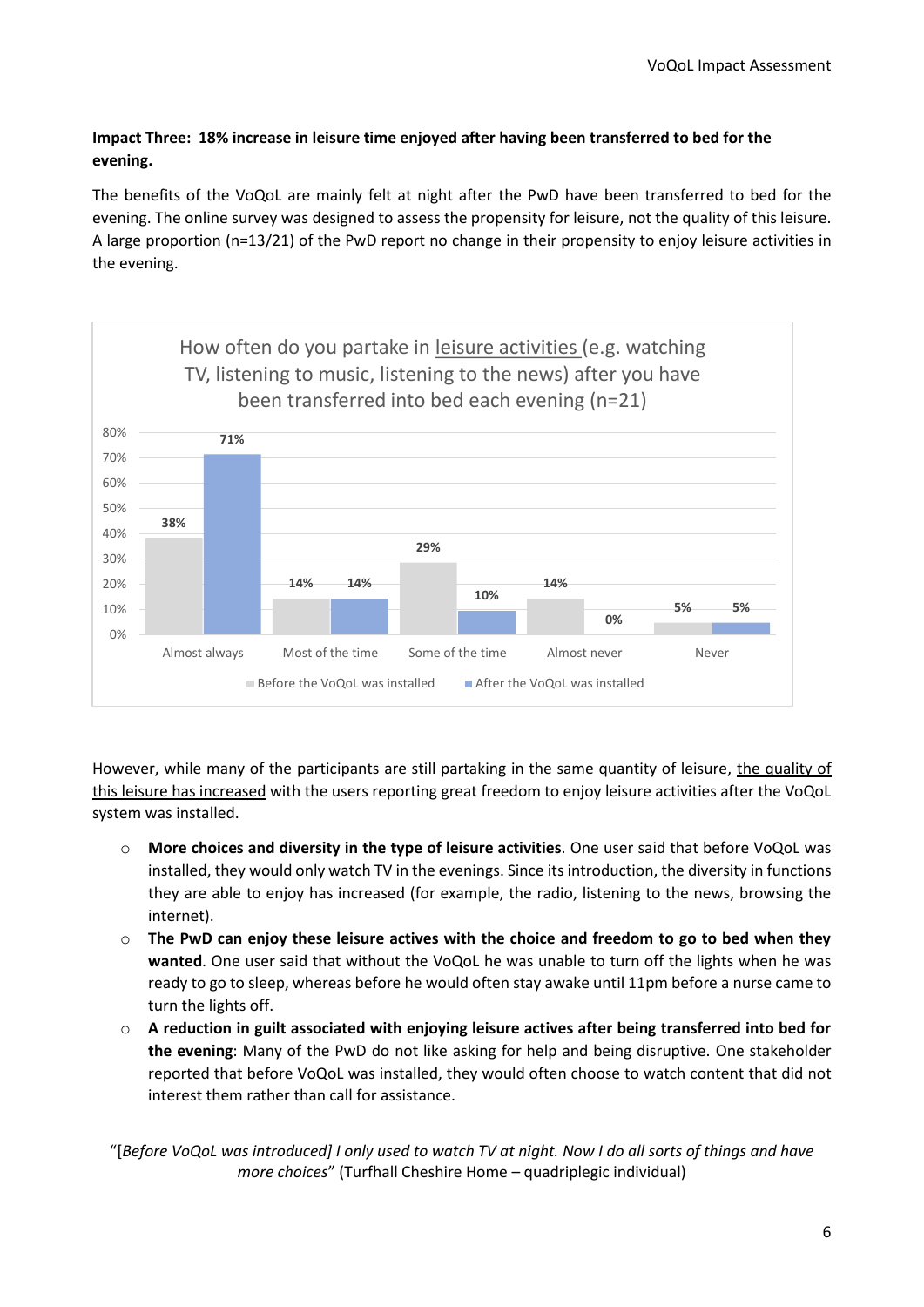**Impact Three: 18% increase in leisure time enjoyed after having been transferred to bed for the evening.**

The benefits of the VoQoL are mainly felt at night after the PwD have been transferred to bed for the evening. The online survey was designed to assess the propensity for leisure, not the quality of this leisure. A large proportion (n=13/21) of the PwD report no change in their propensity to enjoy leisure activities in the evening.

How often do you partake in leisure activities (e.g. watching TV, listening to music, listening to the news) after you have been transferred into bed each evening (n=21)

| | Before the VoQoL was installed | After the VoQoL was installed |
|---|---|---|
| Almost always | 38% | 71% |
| Most of the time | 14% | 14% |
| Some of the time | 29% | 10% |
| Almost never | 14% | 0% |
| Never | 5% | 5% |

However, while many of the participants are still partaking in the same quantity of leisure, the quality of this leisure has increased with the users reporting great freedom to enjoy leisure activities after the VoQoL system was installed.

- **More choices and diversity in the type of leisure activities**. One user said that before VoQoL was installed, they would only watch TV in the evenings. Since its introduction, the diversity in functions they are able to enjoy has increased (for example, the radio, listening to the news, browsing the internet).
- **The PwD can enjoy these leisure actives with the choice and freedom to go to bed when they wanted**. One user said that without the VoQoL he was unable to turn off the lights when he was ready to go to sleep, whereas before he would often stay awake until 11pm before a nurse came to turn the lights off.
- **A reduction in guilt associated with enjoying leisure actives after being transferred into bed for the evening**: Many of the PwD do not like asking for help and being disruptive. One stakeholder reported that before VoQoL was installed, they would often choose to watch content that did not interest them rather than call for assistance.

"[*Before VoQoL was introduced] I only used to watch TV at night. Now I do all sorts of things and have more choices*" (Turfhall Cheshire Home – quadriplegic individual)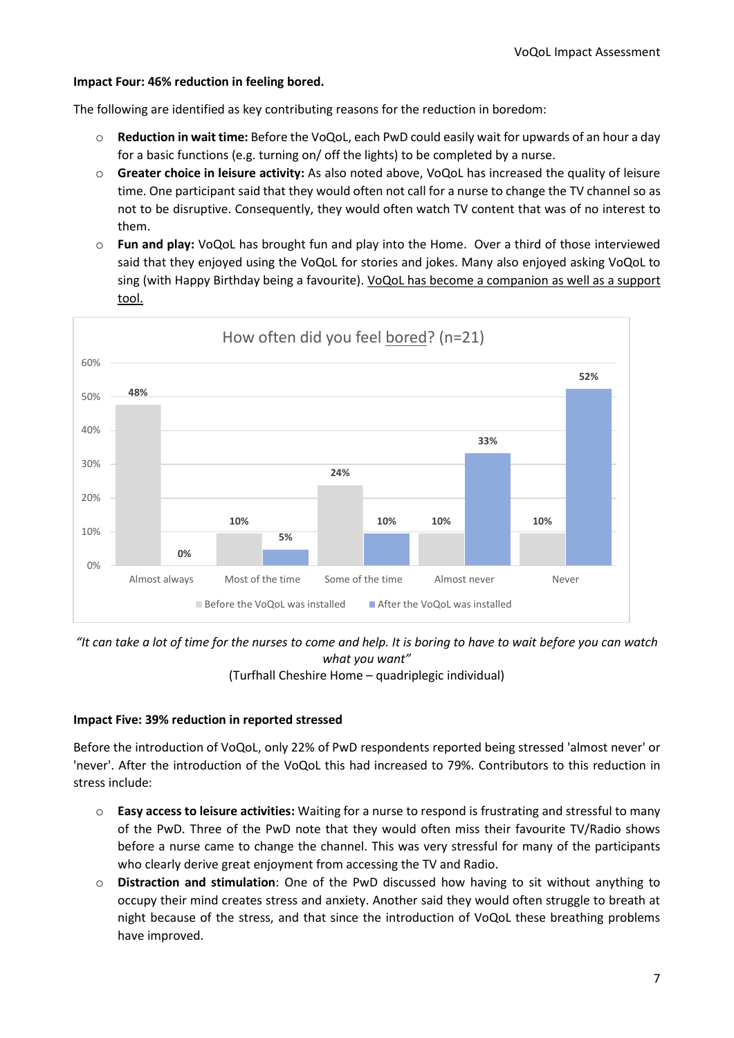**Impact Four: 46% reduction in feeling bored.**

The following are identified as key contributing reasons for the reduction in boredom:

- **Reduction in wait time:** Before the VoQoL, each PwD could easily wait for upwards of an hour a day for a basic functions (e.g. turning on/ off the lights) to be completed by a nurse.
- **Greater choice in leisure activity:** As also noted above, VoQoL has increased the quality of leisure time. One participant said that they would often not call for a nurse to change the TV channel so as not to be disruptive. Consequently, they would often watch TV content that was of no interest to them.
- **Fun and play:** VoQoL has brought fun and play into the Home. Over a third of those interviewed said that they enjoyed using the VoQoL for stories and jokes. Many also enjoyed asking VoQoL to sing (with Happy Birthday being a favourite). <u>VoQoL has become a companion as well as a support tool.</u>

How often did you feel <u>bored</u>? (n=21)

| | Almost always | Most of the time | Some of the time | Almost never | Never |
|---|---|---|---|---|---|
| Before the VoQoL was installed | 48% | 10% | 24% | 10% | 10% |
| After the VoQoL was installed | 0% | 5% | 10% | 33% | 52% |

*"It can take a lot of time for the nurses to come and help. It is boring to have to wait before you can watch what you want"*

(Turfhall Cheshire Home – quadriplegic individual)

**Impact Five: 39% reduction in reported stressed**

Before the introduction of VoQoL, only 22% of PwD respondents reported being stressed 'almost never' or 'never'. After the introduction of the VoQoL this had increased to 79%. Contributors to this reduction in stress include:

- **Easy access to leisure activities:** Waiting for a nurse to respond is frustrating and stressful to many of the PwD. Three of the PwD note that they would often miss their favourite TV/Radio shows before a nurse came to change the channel. This was very stressful for many of the participants who clearly derive great enjoyment from accessing the TV and Radio.
- **Distraction and stimulation**: One of the PwD discussed how having to sit without anything to occupy their mind creates stress and anxiety. Another said they would often struggle to breath at night because of the stress, and that since the introduction of VoQoL these breathing problems have improved.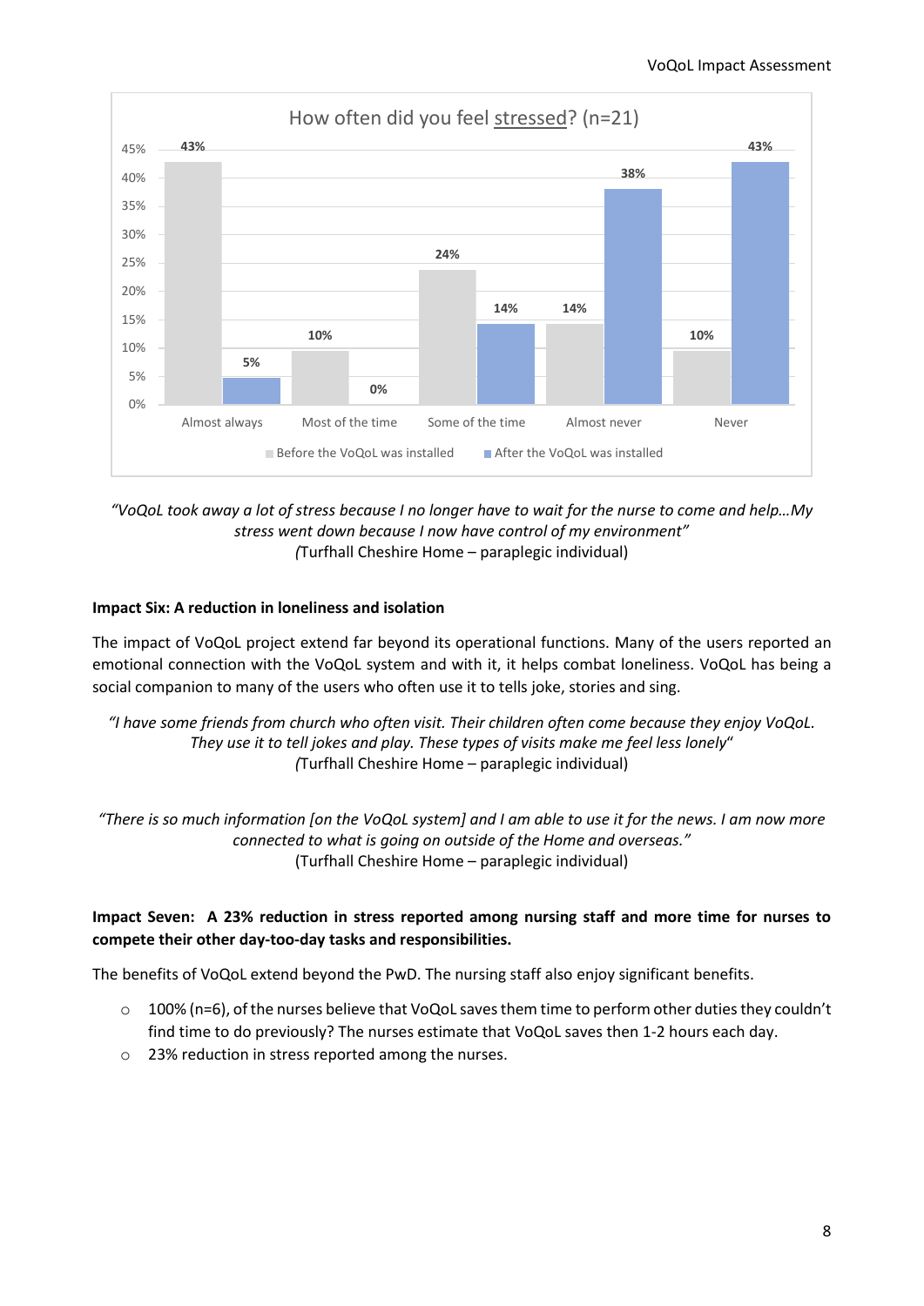**How often did you feel stressed? (n=21)**

| | Almost always | Most of the time | Some of the time | Almost never | Never |
|---|---|---|---|---|---|
| Before the VoQoL was installed | 43% | 10% | 24% | 14% | 10% |
| After the VoQoL was installed | 5% | 0% | 14% | 38% | 43% |

*"VoQoL took away a lot of stress because I no longer have to wait for the nurse to come and help…My stress went down because I now have control of my environment"*
*(*Turfhall Cheshire Home – paraplegic individual)

**Impact Six: A reduction in loneliness and isolation**

The impact of VoQoL project extend far beyond its operational functions. Many of the users reported an emotional connection with the VoQoL system and with it, it helps combat loneliness. VoQoL has being a social companion to many of the users who often use it to tells joke, stories and sing.

*"I have some friends from church who often visit. Their children often come because they enjoy VoQoL. They use it to tell jokes and play. These types of visits make me feel less lonely"*
*(*Turfhall Cheshire Home – paraplegic individual)

*"There is so much information [on the VoQoL system] and I am able to use it for the news. I am now more connected to what is going on outside of the Home and overseas."*
(Turfhall Cheshire Home – paraplegic individual)

**Impact Seven: A 23% reduction in stress reported among nursing staff and more time for nurses to compete their other day-too-day tasks and responsibilities.**

The benefits of VoQoL extend beyond the PwD. The nursing staff also enjoy significant benefits.

- 100% (n=6), of the nurses believe that VoQoL saves them time to perform other duties they couldn't find time to do previously? The nurses estimate that VoQoL saves then 1-2 hours each day.
- 23% reduction in stress reported among the nurses.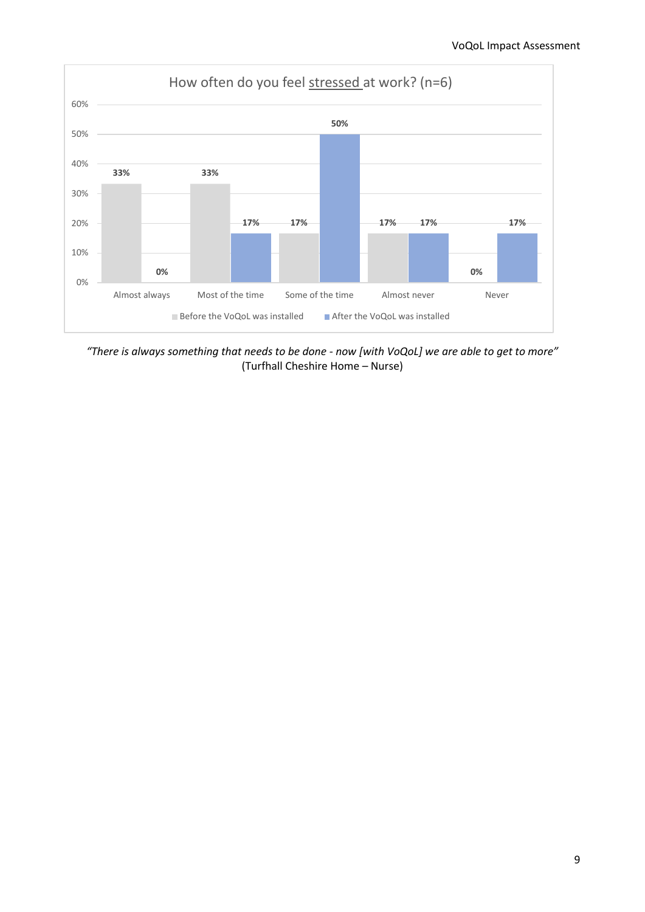How often do you feel stressed at work? (n=6)

60%
50%
40%
30%
20%
10%
0%

33% 0% 33% 17% 17% 50% 17% 17% 0% 17%

Almost always
Most of the time
Some of the time
Almost never
Never

Before the VoQoL was installed
After the VoQoL was installed

*"There is always something that needs to be done - now [with VoQoL] we are able to get to more"*
(Turfhall Cheshire Home – Nurse)